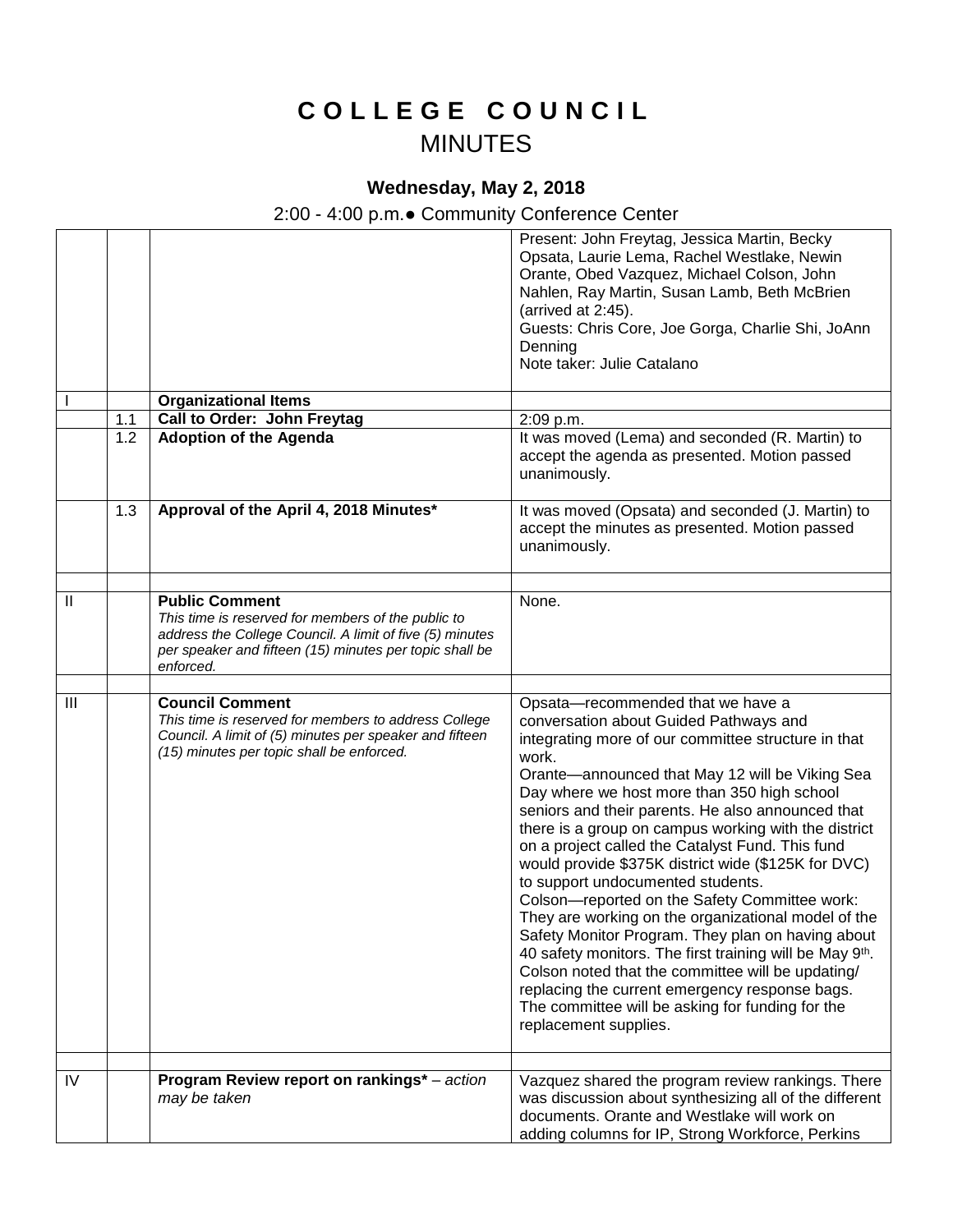# COLLEGE COUNCIL

## MINUTES

### Wednesday, May 2, 2018

2:00 - 4:00 p.m.● Community Conference Center

| | | | |
|---|---|---|---|
| | | | Present: John Freytag, Jessica Martin, Becky Opsata, Laurie Lema, Rachel Westlake, Newin Orante, Obed Vazquez, Michael Colson, John Nahlen, Ray Martin, Susan Lamb, Beth McBrien (arrived at 2:45).<br>Guests: Chris Core, Joe Gorga, Charlie Shi, JoAnn Denning<br>Note taker: Julie Catalano |
| I | | **Organizational Items** | |
| | 1.1 | **Call to Order: John Freytag** | 2:09 p.m. |
| | 1.2 | **Adoption of the Agenda** | It was moved (Lema) and seconded (R. Martin) to accept the agenda as presented. Motion passed unanimously. |
| | 1.3 | **Approval of the April 4, 2018 Minutes*** | It was moved (Opsata) and seconded (J. Martin) to accept the minutes as presented. Motion passed unanimously. |
| | | | |
| II | | **Public Comment**<br>*This time is reserved for members of the public to address the College Council. A limit of five (5) minutes per speaker and fifteen (15) minutes per topic shall be enforced.* | None. |
| | | | |
| III | | **Council Comment**<br>*This time is reserved for members to address College Council. A limit of (5) minutes per speaker and fifteen (15) minutes per topic shall be enforced.* | Opsata—recommended that we have a conversation about Guided Pathways and integrating more of our committee structure in that work.<br>Orante—announced that May 12 will be Viking Sea Day where we host more than 350 high school seniors and their parents. He also announced that there is a group on campus working with the district on a project called the Catalyst Fund. This fund would provide $375K district wide ($125K for DVC) to support undocumented students.<br>Colson—reported on the Safety Committee work: They are working on the organizational model of the Safety Monitor Program. They plan on having about 40 safety monitors. The first training will be May 9th. Colson noted that the committee will be updating/ replacing the current emergency response bags. The committee will be asking for funding for the replacement supplies. |
| | | | |
| IV | | **Program Review report on rankings*** – *action may be taken* | Vazquez shared the program review rankings. There was discussion about synthesizing all of the different documents. Orante and Westlake will work on adding columns for IP, Strong Workforce, Perkins |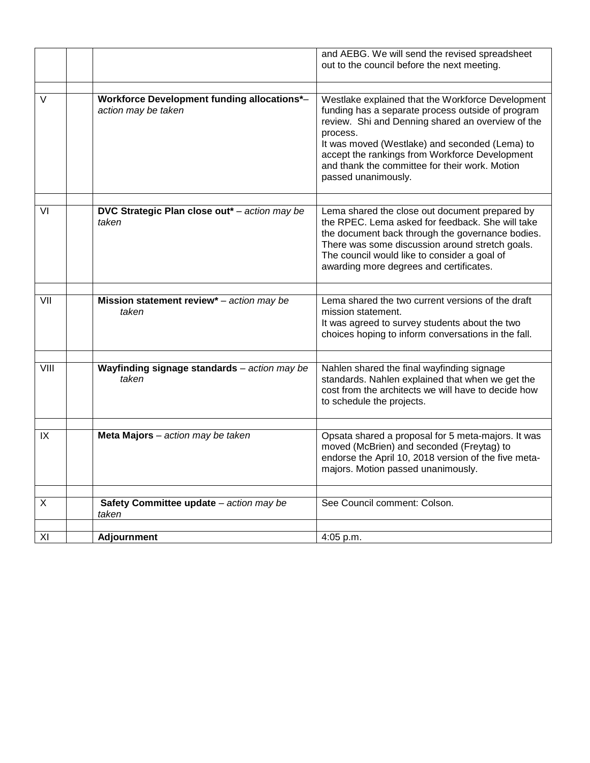| | | | |
|---|---|---|---|
| | | | and AEBG. We will send the revised spreadsheet out to the council before the next meeting. |
| | | | |
| V | | **Workforce Development funding allocations***– *action may be taken* | Westlake explained that the Workforce Development funding has a separate process outside of program review. Shi and Denning shared an overview of the process.<br>It was moved (Westlake) and seconded (Lema) to accept the rankings from Workforce Development and thank the committee for their work. Motion passed unanimously. |
| | | | |
| VI | | **DVC Strategic Plan close out*** – *action may be taken* | Lema shared the close out document prepared by the RPEC. Lema asked for feedback. She will take the document back through the governance bodies. There was some discussion around stretch goals. The council would like to consider a goal of awarding more degrees and certificates. |
| | | | |
| VII | | **Mission statement review*** – *action may be taken* | Lema shared the two current versions of the draft mission statement.<br>It was agreed to survey students about the two choices hoping to inform conversations in the fall. |
| | | | |
| VIII | | **Wayfinding signage standards** – *action may be taken* | Nahlen shared the final wayfinding signage standards. Nahlen explained that when we get the cost from the architects we will have to decide how to schedule the projects. |
| | | | |
| IX | | **Meta Majors** – *action may be taken* | Opsata shared a proposal for 5 meta-majors. It was moved (McBrien) and seconded (Freytag) to endorse the April 10, 2018 version of the five meta-majors. Motion passed unanimously. |
| | | | |
| X | | **Safety Committee update** – *action may be taken* | See Council comment: Colson. |
| | | | |
| XI | | **Adjournment** | 4:05 p.m. |